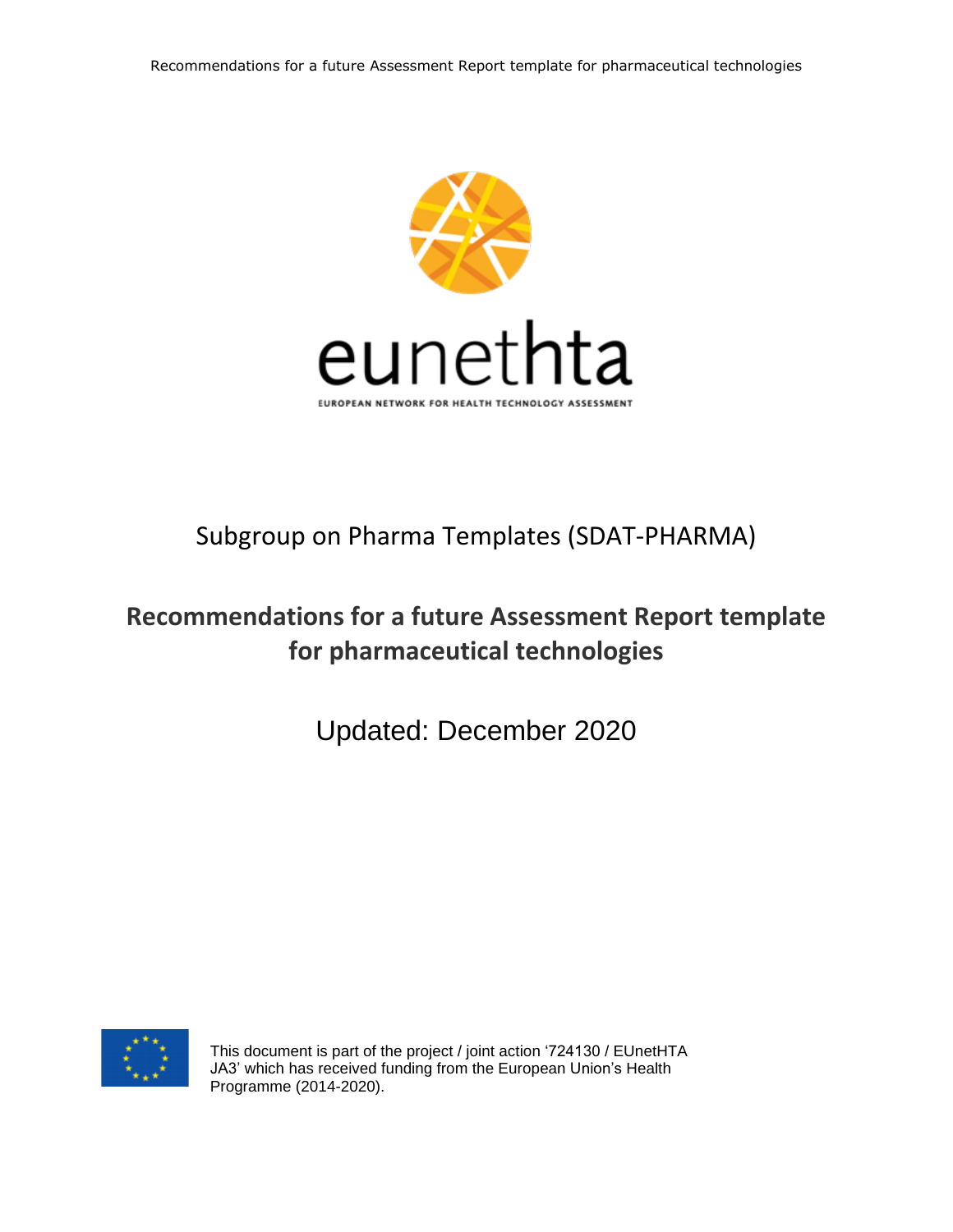eunethta

EUROPEAN NETWORK FOR HEALTH TECHNOLOGY ASSESSMENT

Subgroup on Pharma Templates (SDAT-PHARMA)

# Recommendations for a future Assessment Report template for pharmaceutical technologies

Updated: December 2020

This document is part of the project / joint action '724130 / EUnetHTA JA3' which has received funding from the European Union's Health Programme (2014-2020).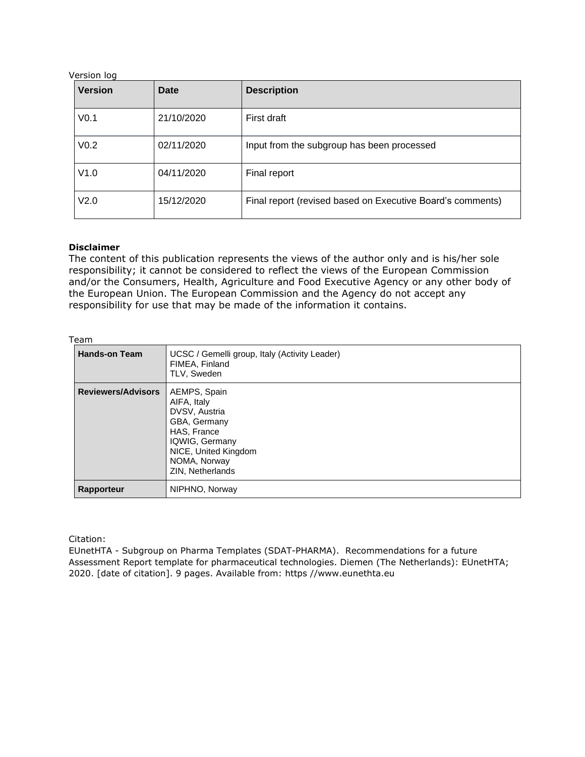Version log

| Version | Date | Description |
|---|---|---|
| V0.1 | 21/10/2020 | First draft |
| V0.2 | 02/11/2020 | Input from the subgroup has been processed |
| V1.0 | 04/11/2020 | Final report |
| V2.0 | 15/12/2020 | Final report (revised based on Executive Board's comments) |

**Disclaimer**

The content of this publication represents the views of the author only and is his/her sole responsibility; it cannot be considered to reflect the views of the European Commission and/or the Consumers, Health, Agriculture and Food Executive Agency or any other body of the European Union. The European Commission and the Agency do not accept any responsibility for use that may be made of the information it contains.

Team

| | |
|---|---|
| **Hands-on Team** | UCSC / Gemelli group, Italy (Activity Leader)<br>FIMEA, Finland<br>TLV, Sweden |
| **Reviewers/Advisors** | AEMPS, Spain<br>AIFA, Italy<br>DVSV, Austria<br>GBA, Germany<br>HAS, France<br>IQWIG, Germany<br>NICE, United Kingdom<br>NOMA, Norway<br>ZIN, Netherlands |
| **Rapporteur** | NIPHNO, Norway |

Citation:

EUnetHTA - Subgroup on Pharma Templates (SDAT-PHARMA). Recommendations for a future Assessment Report template for pharmaceutical technologies. Diemen (The Netherlands): EUnetHTA; 2020. [date of citation]. 9 pages. Available from: https //www.eunethta.eu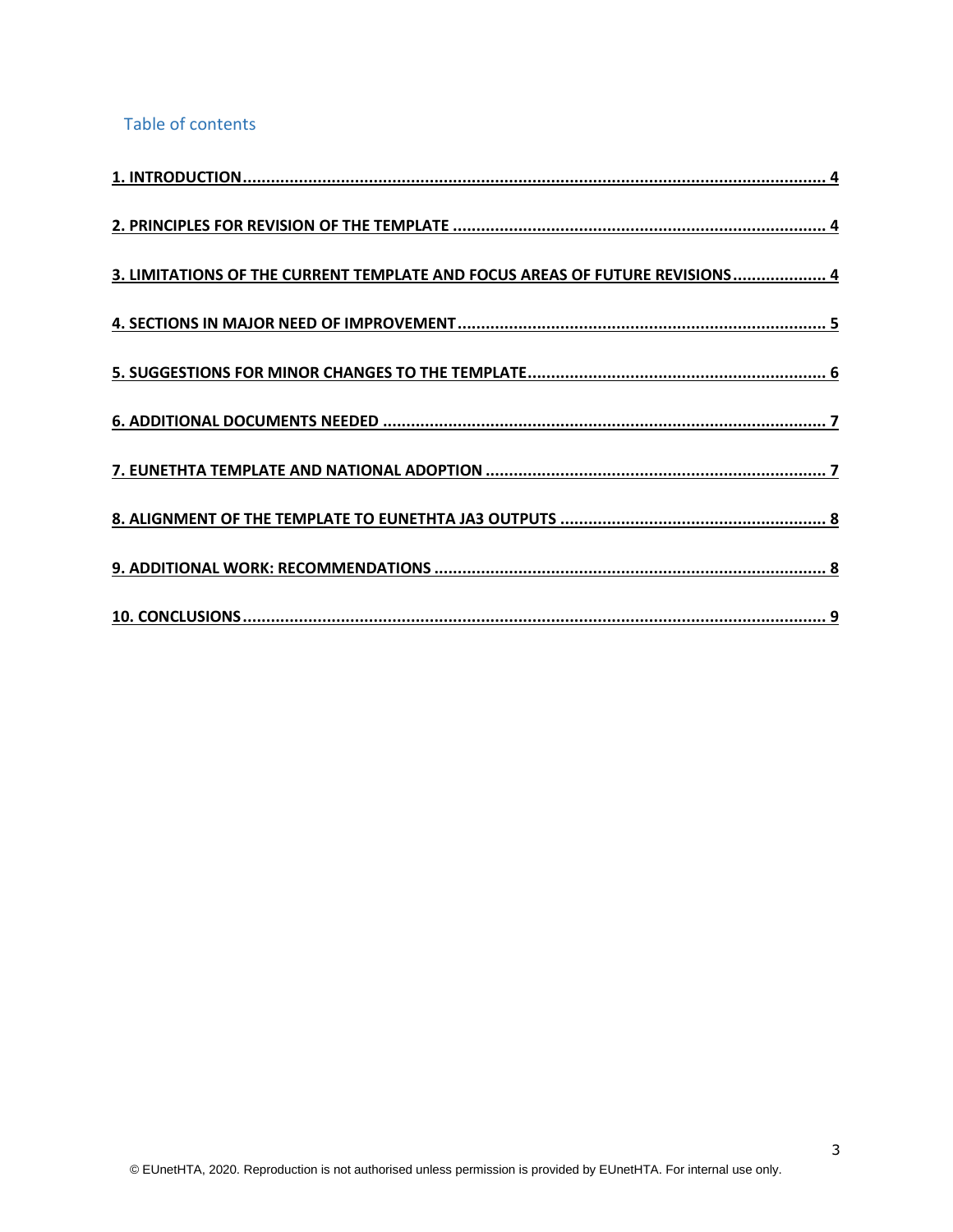## Table of contents

1. INTRODUCTION ..... 4
2. PRINCIPLES FOR REVISION OF THE TEMPLATE ..... 4
3. LIMITATIONS OF THE CURRENT TEMPLATE AND FOCUS AREAS OF FUTURE REVISIONS ..... 4
4. SECTIONS IN MAJOR NEED OF IMPROVEMENT ..... 5
5. SUGGESTIONS FOR MINOR CHANGES TO THE TEMPLATE ..... 6
6. ADDITIONAL DOCUMENTS NEEDED ..... 7
7. EUNETHTA TEMPLATE AND NATIONAL ADOPTION ..... 7
8. ALIGNMENT OF THE TEMPLATE TO EUNETHTA JA3 OUTPUTS ..... 8
9. ADDITIONAL WORK: RECOMMENDATIONS ..... 8
10. CONCLUSIONS ..... 9

© EUnetHTA, 2020. Reproduction is not authorised unless permission is provided by EUnetHTA. For internal use only.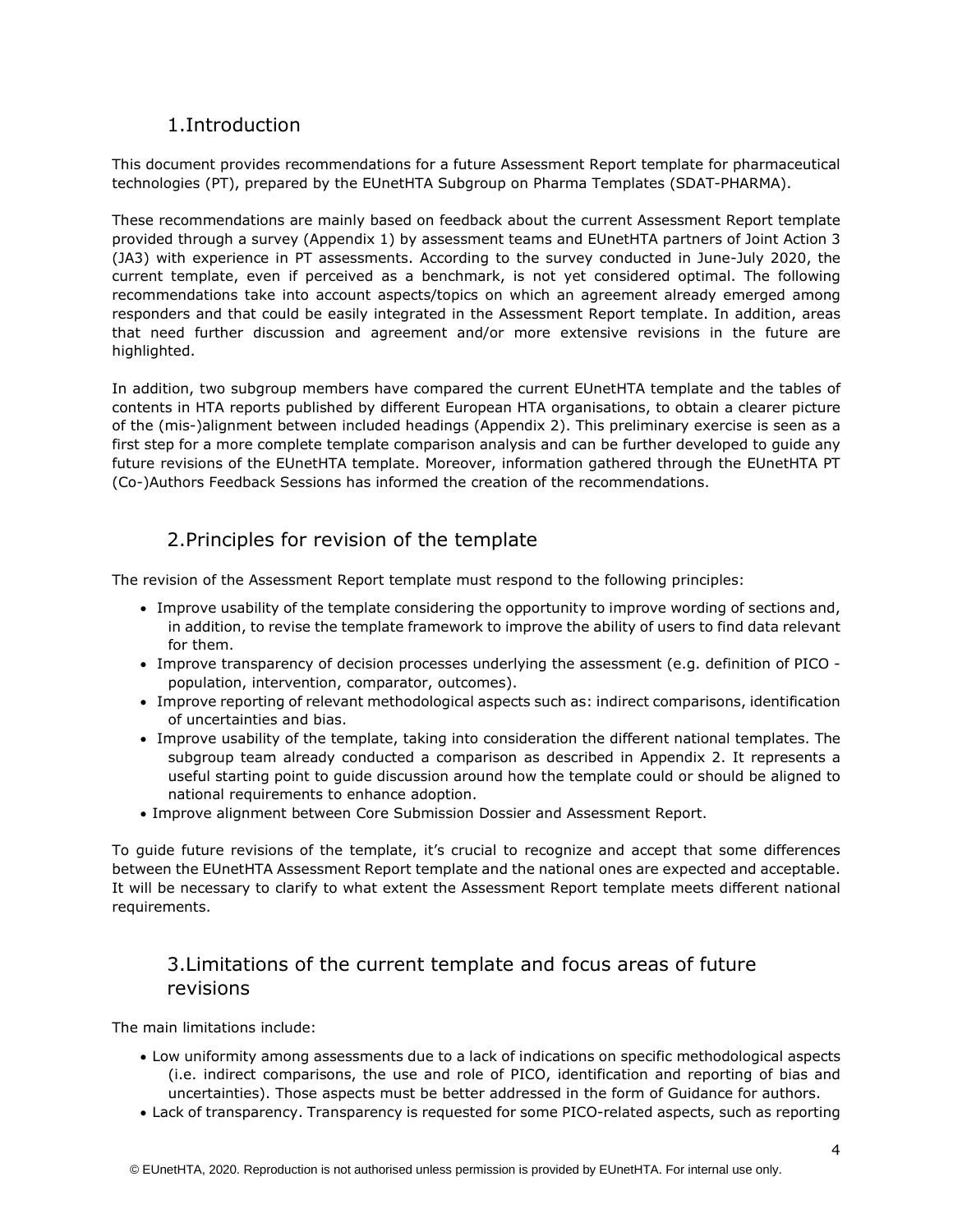## 1. Introduction

This document provides recommendations for a future Assessment Report template for pharmaceutical technologies (PT), prepared by the EUnetHTA Subgroup on Pharma Templates (SDAT-PHARMA).

These recommendations are mainly based on feedback about the current Assessment Report template provided through a survey (Appendix 1) by assessment teams and EUnetHTA partners of Joint Action 3 (JA3) with experience in PT assessments. According to the survey conducted in June-July 2020, the current template, even if perceived as a benchmark, is not yet considered optimal. The following recommendations take into account aspects/topics on which an agreement already emerged among responders and that could be easily integrated in the Assessment Report template. In addition, areas that need further discussion and agreement and/or more extensive revisions in the future are highlighted.

In addition, two subgroup members have compared the current EUnetHTA template and the tables of contents in HTA reports published by different European HTA organisations, to obtain a clearer picture of the (mis-)alignment between included headings (Appendix 2). This preliminary exercise is seen as a first step for a more complete template comparison analysis and can be further developed to guide any future revisions of the EUnetHTA template. Moreover, information gathered through the EUnetHTA PT (Co-)Authors Feedback Sessions has informed the creation of the recommendations.

## 2. Principles for revision of the template

The revision of the Assessment Report template must respond to the following principles:

- Improve usability of the template considering the opportunity to improve wording of sections and, in addition, to revise the template framework to improve the ability of users to find data relevant for them.
- Improve transparency of decision processes underlying the assessment (e.g. definition of PICO - population, intervention, comparator, outcomes).
- Improve reporting of relevant methodological aspects such as: indirect comparisons, identification of uncertainties and bias.
- Improve usability of the template, taking into consideration the different national templates. The subgroup team already conducted a comparison as described in Appendix 2. It represents a useful starting point to guide discussion around how the template could or should be aligned to national requirements to enhance adoption.
- Improve alignment between Core Submission Dossier and Assessment Report.

To guide future revisions of the template, it's crucial to recognize and accept that some differences between the EUnetHTA Assessment Report template and the national ones are expected and acceptable. It will be necessary to clarify to what extent the Assessment Report template meets different national requirements.

## 3. Limitations of the current template and focus areas of future revisions

The main limitations include:

- Low uniformity among assessments due to a lack of indications on specific methodological aspects (i.e. indirect comparisons, the use and role of PICO, identification and reporting of bias and uncertainties). Those aspects must be better addressed in the form of Guidance for authors.
- Lack of transparency. Transparency is requested for some PICO-related aspects, such as reporting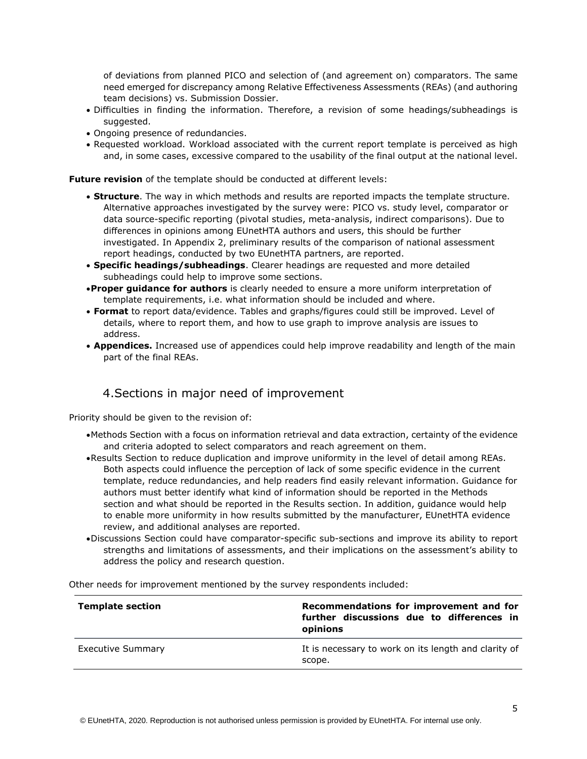of deviations from planned PICO and selection of (and agreement on) comparators. The same need emerged for discrepancy among Relative Effectiveness Assessments (REAs) (and authoring team decisions) vs. Submission Dossier.

- Difficulties in finding the information. Therefore, a revision of some headings/subheadings is suggested.
- Ongoing presence of redundancies.
- Requested workload. Workload associated with the current report template is perceived as high and, in some cases, excessive compared to the usability of the final output at the national level.

**Future revision** of the template should be conducted at different levels:

- **Structure**. The way in which methods and results are reported impacts the template structure. Alternative approaches investigated by the survey were: PICO vs. study level, comparator or data source-specific reporting (pivotal studies, meta-analysis, indirect comparisons). Due to differences in opinions among EUnetHTA authors and users, this should be further investigated. In Appendix 2, preliminary results of the comparison of national assessment report headings, conducted by two EUnetHTA partners, are reported.
- **Specific headings/subheadings**. Clearer headings are requested and more detailed subheadings could help to improve some sections.
- **Proper guidance for authors** is clearly needed to ensure a more uniform interpretation of template requirements, i.e. what information should be included and where.
- **Format** to report data/evidence. Tables and graphs/figures could still be improved. Level of details, where to report them, and how to use graph to improve analysis are issues to address.
- **Appendices.** Increased use of appendices could help improve readability and length of the main part of the final REAs.

## 4. Sections in major need of improvement

Priority should be given to the revision of:

- Methods Section with a focus on information retrieval and data extraction, certainty of the evidence and criteria adopted to select comparators and reach agreement on them.
- Results Section to reduce duplication and improve uniformity in the level of detail among REAs. Both aspects could influence the perception of lack of some specific evidence in the current template, reduce redundancies, and help readers find easily relevant information. Guidance for authors must better identify what kind of information should be reported in the Methods section and what should be reported in the Results section. In addition, guidance would help to enable more uniformity in how results submitted by the manufacturer, EUnetHTA evidence review, and additional analyses are reported.
- Discussions Section could have comparator-specific sub-sections and improve its ability to report strengths and limitations of assessments, and their implications on the assessment's ability to address the policy and research question.

Other needs for improvement mentioned by the survey respondents included:

| Template section | Recommendations for improvement and for further discussions due to differences in opinions |
|---|---|
| Executive Summary | It is necessary to work on its length and clarity of scope. |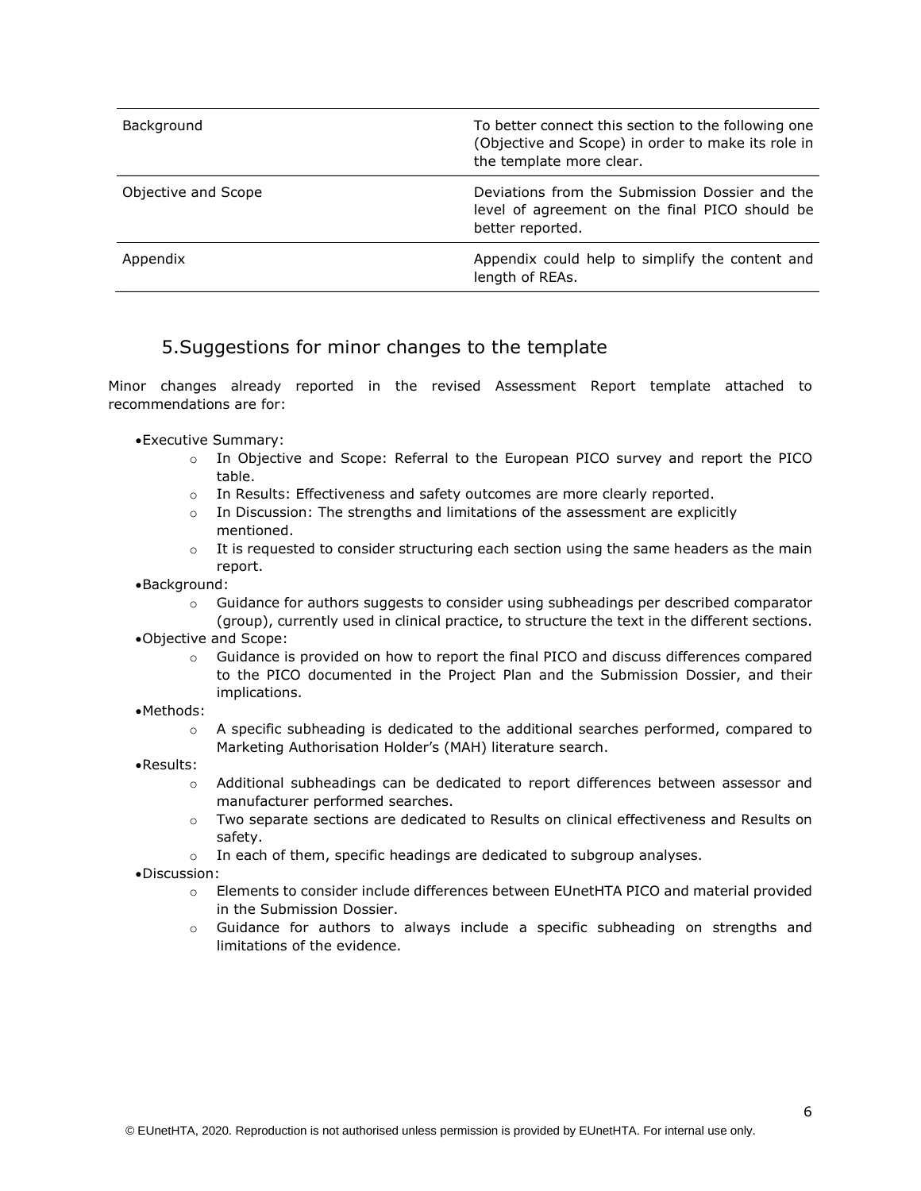| | |
|---|---|
| Background | To better connect this section to the following one (Objective and Scope) in order to make its role in the template more clear. |
| Objective and Scope | Deviations from the Submission Dossier and the level of agreement on the final PICO should be better reported. |
| Appendix | Appendix could help to simplify the content and length of REAs. |

## 5. Suggestions for minor changes to the template

Minor changes already reported in the revised Assessment Report template attached to recommendations are for:

- Executive Summary:
  - In Objective and Scope: Referral to the European PICO survey and report the PICO table.
  - In Results: Effectiveness and safety outcomes are more clearly reported.
  - In Discussion: The strengths and limitations of the assessment are explicitly mentioned.
  - It is requested to consider structuring each section using the same headers as the main report.
- Background:
  - Guidance for authors suggests to consider using subheadings per described comparator (group), currently used in clinical practice, to structure the text in the different sections.
- Objective and Scope:
  - Guidance is provided on how to report the final PICO and discuss differences compared to the PICO documented in the Project Plan and the Submission Dossier, and their implications.
- Methods:
  - A specific subheading is dedicated to the additional searches performed, compared to Marketing Authorisation Holder's (MAH) literature search.
- Results:
  - Additional subheadings can be dedicated to report differences between assessor and manufacturer performed searches.
  - Two separate sections are dedicated to Results on clinical effectiveness and Results on safety.
  - In each of them, specific headings are dedicated to subgroup analyses.
- Discussion:
  - Elements to consider include differences between EUnetHTA PICO and material provided in the Submission Dossier.
  - Guidance for authors to always include a specific subheading on strengths and limitations of the evidence.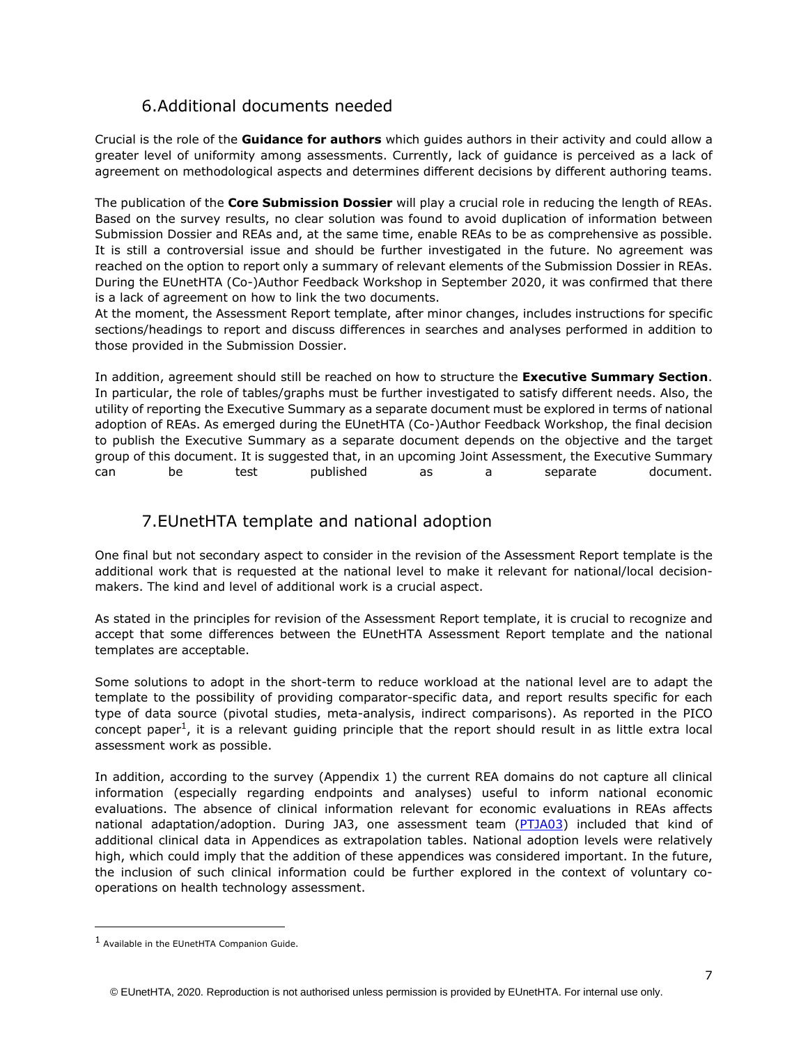## 6. Additional documents needed

Crucial is the role of the **Guidance for authors** which guides authors in their activity and could allow a greater level of uniformity among assessments. Currently, lack of guidance is perceived as a lack of agreement on methodological aspects and determines different decisions by different authoring teams.

The publication of the **Core Submission Dossier** will play a crucial role in reducing the length of REAs. Based on the survey results, no clear solution was found to avoid duplication of information between Submission Dossier and REAs and, at the same time, enable REAs to be as comprehensive as possible. It is still a controversial issue and should be further investigated in the future. No agreement was reached on the option to report only a summary of relevant elements of the Submission Dossier in REAs. During the EUnetHTA (Co-)Author Feedback Workshop in September 2020, it was confirmed that there is a lack of agreement on how to link the two documents.
At the moment, the Assessment Report template, after minor changes, includes instructions for specific sections/headings to report and discuss differences in searches and analyses performed in addition to those provided in the Submission Dossier.

In addition, agreement should still be reached on how to structure the **Executive Summary Section**. In particular, the role of tables/graphs must be further investigated to satisfy different needs. Also, the utility of reporting the Executive Summary as a separate document must be explored in terms of national adoption of REAs. As emerged during the EUnetHTA (Co-)Author Feedback Workshop, the final decision to publish the Executive Summary as a separate document depends on the objective and the target group of this document. It is suggested that, in an upcoming Joint Assessment, the Executive Summary can be test published as a separate document.

## 7. EUnetHTA template and national adoption

One final but not secondary aspect to consider in the revision of the Assessment Report template is the additional work that is requested at the national level to make it relevant for national/local decision-makers. The kind and level of additional work is a crucial aspect.

As stated in the principles for revision of the Assessment Report template, it is crucial to recognize and accept that some differences between the EUnetHTA Assessment Report template and the national templates are acceptable.

Some solutions to adopt in the short-term to reduce workload at the national level are to adapt the template to the possibility of providing comparator-specific data, and report results specific for each type of data source (pivotal studies, meta-analysis, indirect comparisons). As reported in the PICO concept paper[1], it is a relevant guiding principle that the report should result in as little extra local assessment work as possible.

In addition, according to the survey (Appendix 1) the current REA domains do not capture all clinical information (especially regarding endpoints and analyses) useful to inform national economic evaluations. The absence of clinical information relevant for economic evaluations in REAs affects national adaptation/adoption. During JA3, one assessment team (PTJA03) included that kind of additional clinical data in Appendices as extrapolation tables. National adoption levels were relatively high, which could imply that the addition of these appendices was considered important. In the future, the inclusion of such clinical information could be further explored in the context of voluntary co-operations on health technology assessment.

---

[1] Available in the EUnetHTA Companion Guide.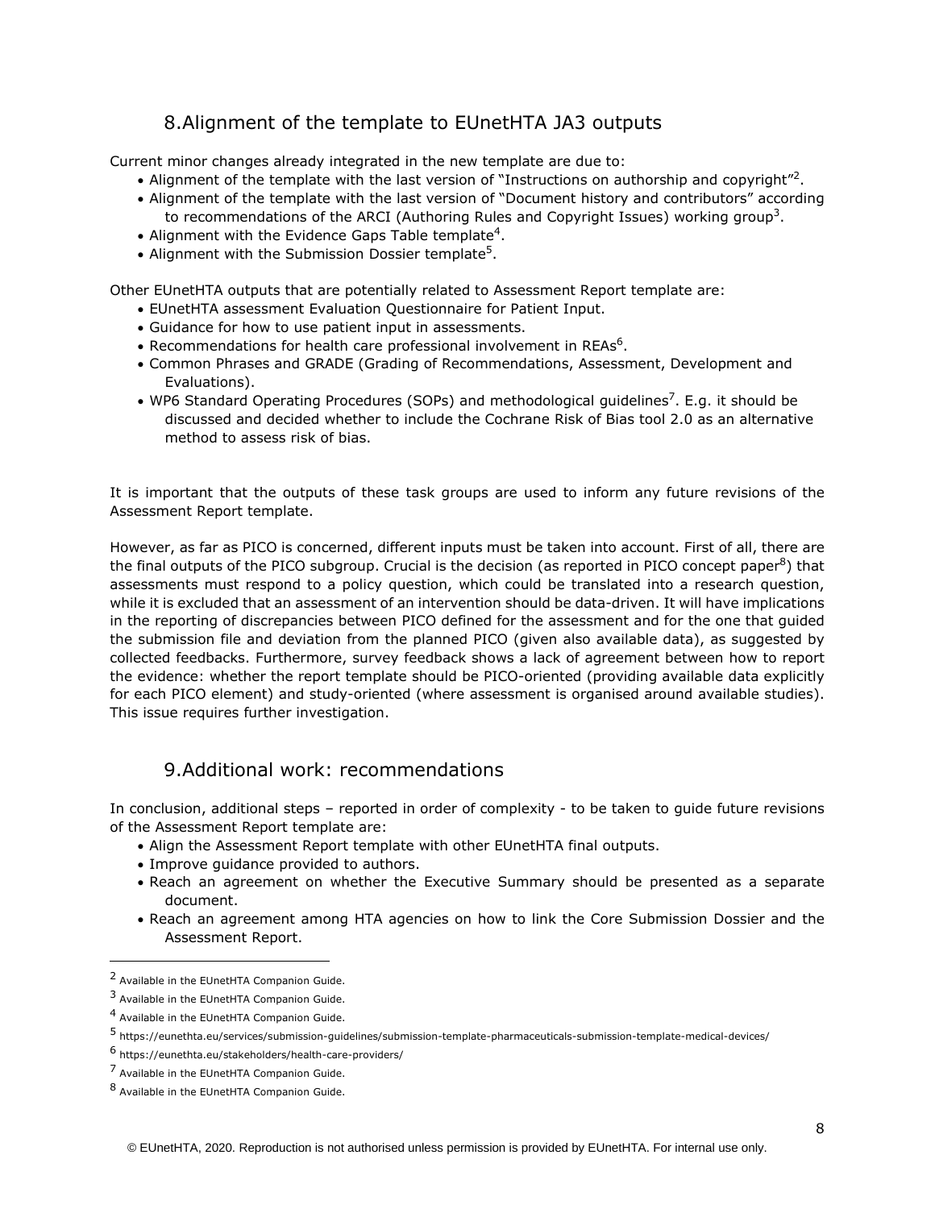## 8. Alignment of the template to EUnetHTA JA3 outputs

Current minor changes already integrated in the new template are due to:

- Alignment of the template with the last version of "Instructions on authorship and copyright"[2].
- Alignment of the template with the last version of "Document history and contributors" according to recommendations of the ARCI (Authoring Rules and Copyright Issues) working group[3].
- Alignment with the Evidence Gaps Table template[4].
- Alignment with the Submission Dossier template[5].

Other EUnetHTA outputs that are potentially related to Assessment Report template are:

- EUnetHTA assessment Evaluation Questionnaire for Patient Input.
- Guidance for how to use patient input in assessments.
- Recommendations for health care professional involvement in REAs[6].
- Common Phrases and GRADE (Grading of Recommendations, Assessment, Development and Evaluations).
- WP6 Standard Operating Procedures (SOPs) and methodological guidelines[7]. E.g. it should be discussed and decided whether to include the Cochrane Risk of Bias tool 2.0 as an alternative method to assess risk of bias.

It is important that the outputs of these task groups are used to inform any future revisions of the Assessment Report template.

However, as far as PICO is concerned, different inputs must be taken into account. First of all, there are the final outputs of the PICO subgroup. Crucial is the decision (as reported in PICO concept paper[8]) that assessments must respond to a policy question, which could be translated into a research question, while it is excluded that an assessment of an intervention should be data-driven. It will have implications in the reporting of discrepancies between PICO defined for the assessment and for the one that guided the submission file and deviation from the planned PICO (given also available data), as suggested by collected feedbacks. Furthermore, survey feedback shows a lack of agreement between how to report the evidence: whether the report template should be PICO-oriented (providing available data explicitly for each PICO element) and study-oriented (where assessment is organised around available studies). This issue requires further investigation.

## 9. Additional work: recommendations

In conclusion, additional steps – reported in order of complexity - to be taken to guide future revisions of the Assessment Report template are:

- Align the Assessment Report template with other EUnetHTA final outputs.
- Improve guidance provided to authors.
- Reach an agreement on whether the Executive Summary should be presented as a separate document.
- Reach an agreement among HTA agencies on how to link the Core Submission Dossier and the Assessment Report.

---

[2] Available in the EUnetHTA Companion Guide.

[3] Available in the EUnetHTA Companion Guide.

[4] Available in the EUnetHTA Companion Guide.

[5] https://eunethta.eu/services/submission-guidelines/submission-template-pharmaceuticals-submission-template-medical-devices/

[6] https://eunethta.eu/stakeholders/health-care-providers/

[7] Available in the EUnetHTA Companion Guide.

[8] Available in the EUnetHTA Companion Guide.

© EUnetHTA, 2020. Reproduction is not authorised unless permission is provided by EUnetHTA. For internal use only.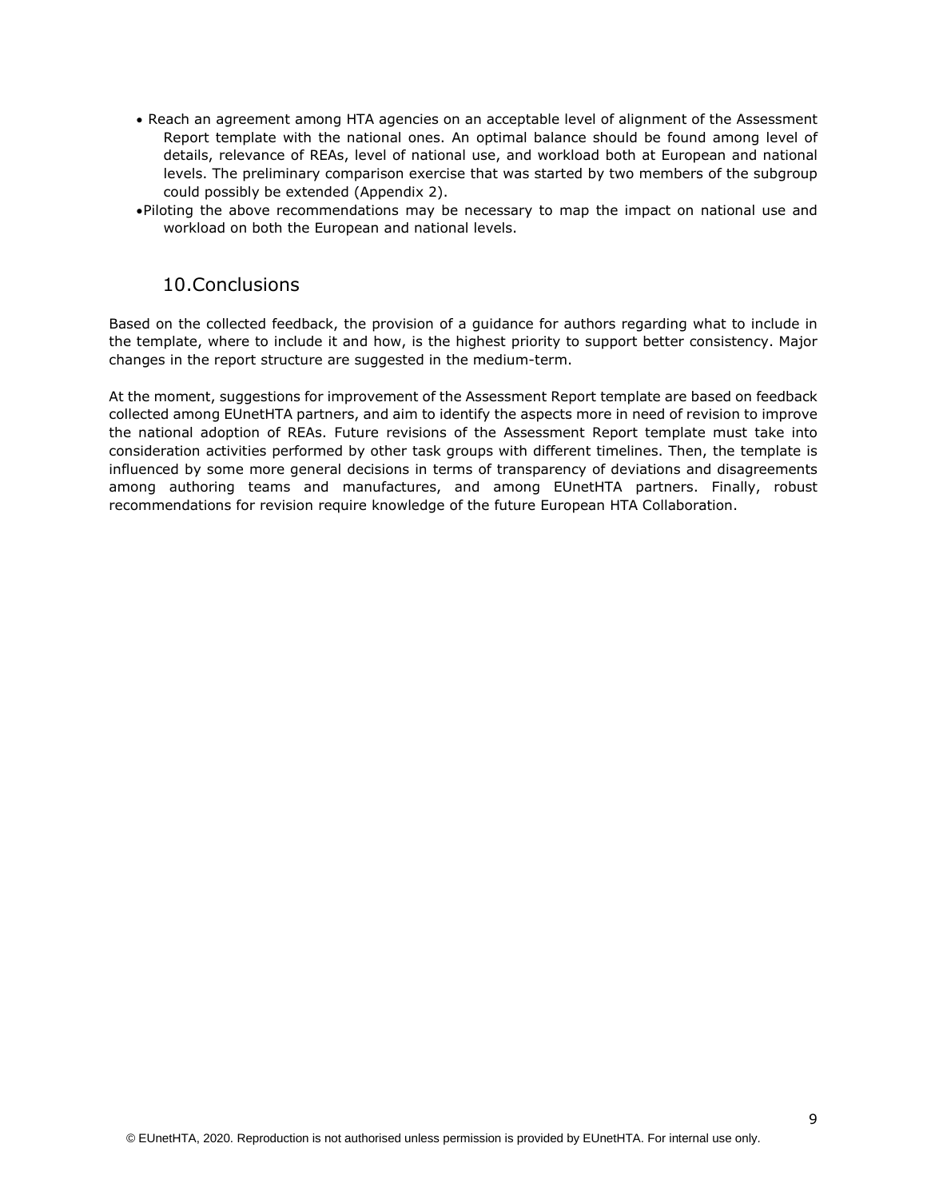- Reach an agreement among HTA agencies on an acceptable level of alignment of the Assessment Report template with the national ones. An optimal balance should be found among level of details, relevance of REAs, level of national use, and workload both at European and national levels. The preliminary comparison exercise that was started by two members of the subgroup could possibly be extended (Appendix 2).
- Piloting the above recommendations may be necessary to map the impact on national use and workload on both the European and national levels.

## 10. Conclusions

Based on the collected feedback, the provision of a guidance for authors regarding what to include in the template, where to include it and how, is the highest priority to support better consistency. Major changes in the report structure are suggested in the medium-term.

At the moment, suggestions for improvement of the Assessment Report template are based on feedback collected among EUnetHTA partners, and aim to identify the aspects more in need of revision to improve the national adoption of REAs. Future revisions of the Assessment Report template must take into consideration activities performed by other task groups with different timelines. Then, the template is influenced by some more general decisions in terms of transparency of deviations and disagreements among authoring teams and manufactures, and among EUnetHTA partners. Finally, robust recommendations for revision require knowledge of the future European HTA Collaboration.

© EUnetHTA, 2020. Reproduction is not authorised unless permission is provided by EUnetHTA. For internal use only.